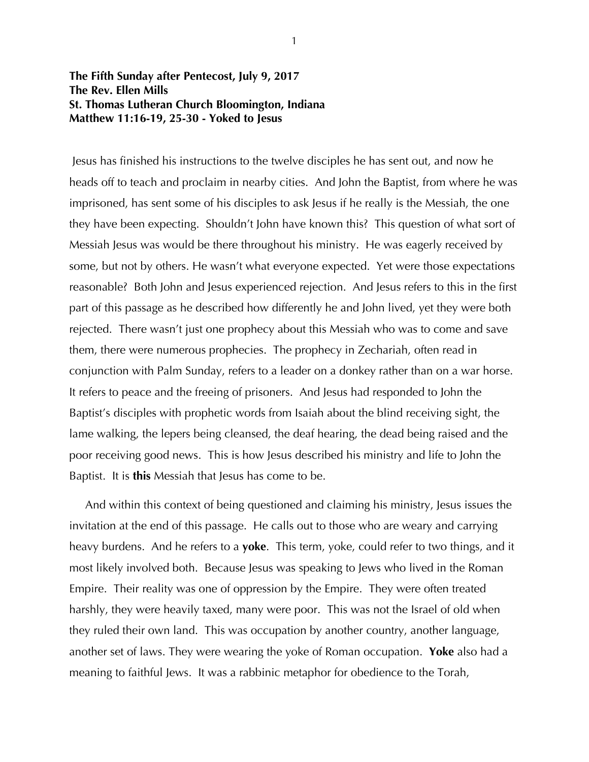**The Fifth Sunday after Pentecost, July 9, 2017**
**The Rev. Ellen Mills**
**St. Thomas Lutheran Church Bloomington, Indiana**
**Matthew 11:16-19, 25-30 - Yoked to Jesus**

Jesus has finished his instructions to the twelve disciples he has sent out, and now he heads off to teach and proclaim in nearby cities. And John the Baptist, from where he was imprisoned, has sent some of his disciples to ask Jesus if he really is the Messiah, the one they have been expecting. Shouldn't John have known this? This question of what sort of Messiah Jesus was would be there throughout his ministry. He was eagerly received by some, but not by others. He wasn't what everyone expected. Yet were those expectations reasonable? Both John and Jesus experienced rejection. And Jesus refers to this in the first part of this passage as he described how differently he and John lived, yet they were both rejected. There wasn't just one prophecy about this Messiah who was to come and save them, there were numerous prophecies. The prophecy in Zechariah, often read in conjunction with Palm Sunday, refers to a leader on a donkey rather than on a war horse. It refers to peace and the freeing of prisoners. And Jesus had responded to John the Baptist's disciples with prophetic words from Isaiah about the blind receiving sight, the lame walking, the lepers being cleansed, the deaf hearing, the dead being raised and the poor receiving good news. This is how Jesus described his ministry and life to John the Baptist. It is **this** Messiah that Jesus has come to be.

And within this context of being questioned and claiming his ministry, Jesus issues the invitation at the end of this passage. He calls out to those who are weary and carrying heavy burdens. And he refers to a **yoke**. This term, yoke, could refer to two things, and it most likely involved both. Because Jesus was speaking to Jews who lived in the Roman Empire. Their reality was one of oppression by the Empire. They were often treated harshly, they were heavily taxed, many were poor. This was not the Israel of old when they ruled their own land. This was occupation by another country, another language, another set of laws. They were wearing the yoke of Roman occupation. **Yoke** also had a meaning to faithful Jews. It was a rabbinic metaphor for obedience to the Torah,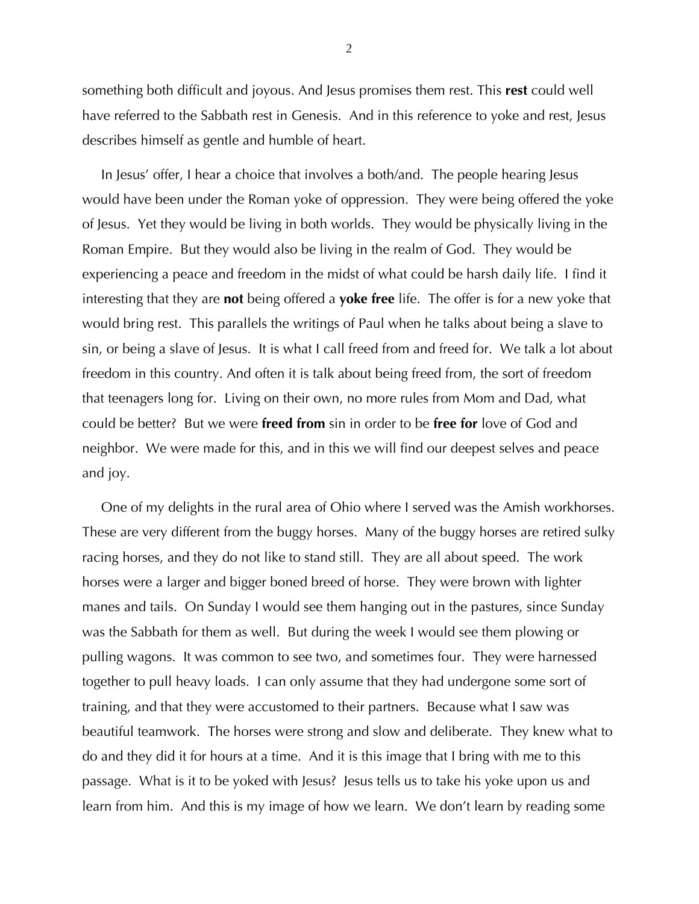something both difficult and joyous. And Jesus promises them rest. This **rest** could well have referred to the Sabbath rest in Genesis. And in this reference to yoke and rest, Jesus describes himself as gentle and humble of heart.

In Jesus' offer, I hear a choice that involves a both/and. The people hearing Jesus would have been under the Roman yoke of oppression. They were being offered the yoke of Jesus. Yet they would be living in both worlds. They would be physically living in the Roman Empire. But they would also be living in the realm of God. They would be experiencing a peace and freedom in the midst of what could be harsh daily life. I find it interesting that they are **not** being offered a **yoke free** life. The offer is for a new yoke that would bring rest. This parallels the writings of Paul when he talks about being a slave to sin, or being a slave of Jesus. It is what I call freed from and freed for. We talk a lot about freedom in this country. And often it is talk about being freed from, the sort of freedom that teenagers long for. Living on their own, no more rules from Mom and Dad, what could be better? But we were **freed from** sin in order to be **free for** love of God and neighbor. We were made for this, and in this we will find our deepest selves and peace and joy.

One of my delights in the rural area of Ohio where I served was the Amish workhorses. These are very different from the buggy horses. Many of the buggy horses are retired sulky racing horses, and they do not like to stand still. They are all about speed. The work horses were a larger and bigger boned breed of horse. They were brown with lighter manes and tails. On Sunday I would see them hanging out in the pastures, since Sunday was the Sabbath for them as well. But during the week I would see them plowing or pulling wagons. It was common to see two, and sometimes four. They were harnessed together to pull heavy loads. I can only assume that they had undergone some sort of training, and that they were accustomed to their partners. Because what I saw was beautiful teamwork. The horses were strong and slow and deliberate. They knew what to do and they did it for hours at a time. And it is this image that I bring with me to this passage. What is it to be yoked with Jesus? Jesus tells us to take his yoke upon us and learn from him. And this is my image of how we learn. We don't learn by reading some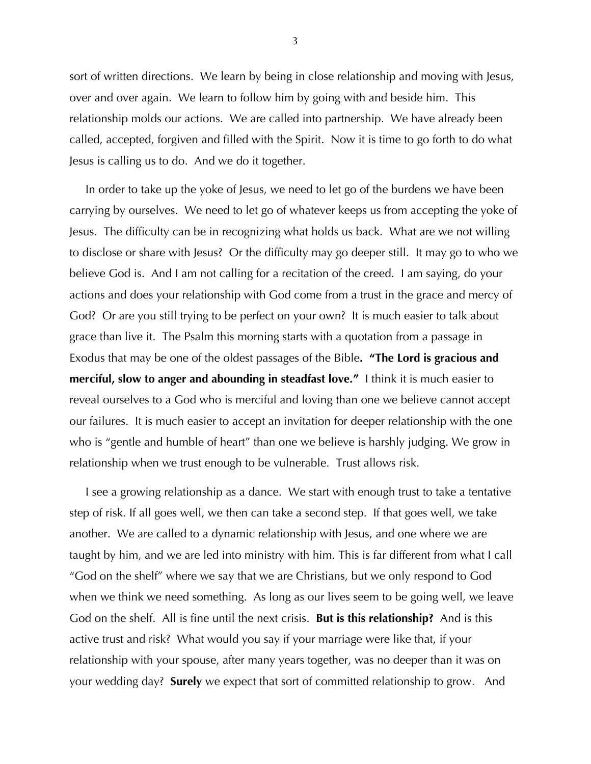sort of written directions. We learn by being in close relationship and moving with Jesus, over and over again. We learn to follow him by going with and beside him. This relationship molds our actions. We are called into partnership. We have already been called, accepted, forgiven and filled with the Spirit. Now it is time to go forth to do what Jesus is calling us to do. And we do it together.

In order to take up the yoke of Jesus, we need to let go of the burdens we have been carrying by ourselves. We need to let go of whatever keeps us from accepting the yoke of Jesus. The difficulty can be in recognizing what holds us back. What are we not willing to disclose or share with Jesus? Or the difficulty may go deeper still. It may go to who we believe God is. And I am not calling for a recitation of the creed. I am saying, do your actions and does your relationship with God come from a trust in the grace and mercy of God? Or are you still trying to be perfect on your own? It is much easier to talk about grace than live it. The Psalm this morning starts with a quotation from a passage in Exodus that may be one of the oldest passages of the Bible**. "The Lord is gracious and merciful, slow to anger and abounding in steadfast love."** I think it is much easier to reveal ourselves to a God who is merciful and loving than one we believe cannot accept our failures. It is much easier to accept an invitation for deeper relationship with the one who is "gentle and humble of heart" than one we believe is harshly judging. We grow in relationship when we trust enough to be vulnerable. Trust allows risk.

I see a growing relationship as a dance. We start with enough trust to take a tentative step of risk. If all goes well, we then can take a second step. If that goes well, we take another. We are called to a dynamic relationship with Jesus, and one where we are taught by him, and we are led into ministry with him. This is far different from what I call "God on the shelf" where we say that we are Christians, but we only respond to God when we think we need something. As long as our lives seem to be going well, we leave God on the shelf. All is fine until the next crisis. **But is this relationship?** And is this active trust and risk? What would you say if your marriage were like that, if your relationship with your spouse, after many years together, was no deeper than it was on your wedding day? **Surely** we expect that sort of committed relationship to grow. And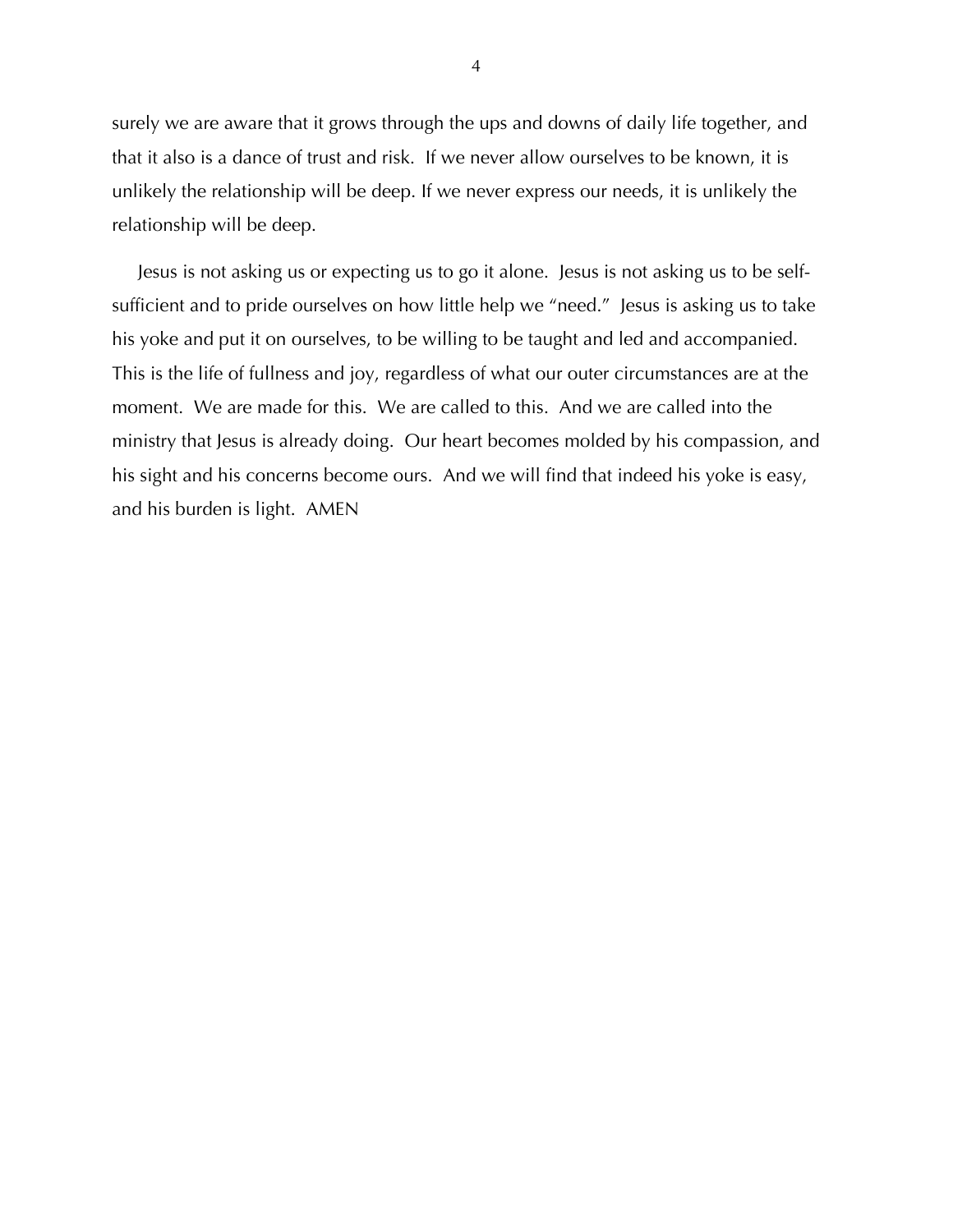surely we are aware that it grows through the ups and downs of daily life together, and that it also is a dance of trust and risk. If we never allow ourselves to be known, it is unlikely the relationship will be deep. If we never express our needs, it is unlikely the relationship will be deep.

Jesus is not asking us or expecting us to go it alone. Jesus is not asking us to be self-sufficient and to pride ourselves on how little help we "need." Jesus is asking us to take his yoke and put it on ourselves, to be willing to be taught and led and accompanied. This is the life of fullness and joy, regardless of what our outer circumstances are at the moment. We are made for this. We are called to this. And we are called into the ministry that Jesus is already doing. Our heart becomes molded by his compassion, and his sight and his concerns become ours. And we will find that indeed his yoke is easy, and his burden is light. AMEN